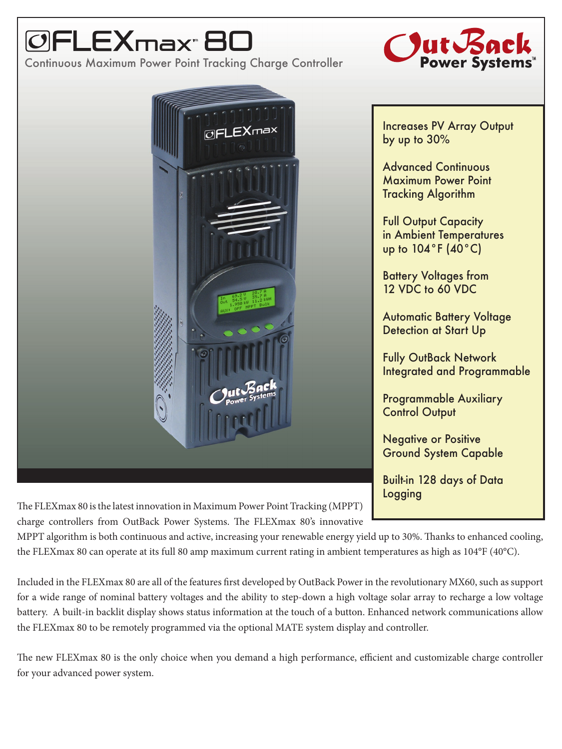# FLEXmax™ 80

Continuous Maximum Power Point Tracking Charge Controller

OutBack Power Systems™

- Increases PV Array Output by up to 30%
- Advanced Continuous Maximum Power Point Tracking Algorithm
- Full Output Capacity in Ambient Temperatures up to 104°F (40°C)
- Battery Voltages from 12 VDC to 60 VDC
- Automatic Battery Voltage Detection at Start Up
- Fully OutBack Network Integrated and Programmable
- Programmable Auxiliary Control Output
- Negative or Positive Ground System Capable
- Built-in 128 days of Data Logging

The FLEXmax 80 is the latest innovation in Maximum Power Point Tracking (MPPT) charge controllers from OutBack Power Systems. The FLEXmax 80's innovative MPPT algorithm is both continuous and active, increasing your renewable energy yield up to 30%. Thanks to enhanced cooling, the FLEXmax 80 can operate at its full 80 amp maximum current rating in ambient temperatures as high as 104°F (40°C).

Included in the FLEXmax 80 are all of the features first developed by OutBack Power in the revolutionary MX60, such as support for a wide range of nominal battery voltages and the ability to step-down a high voltage solar array to recharge a low voltage battery. A built-in backlit display shows status information at the touch of a button. Enhanced network communications allow the FLEXmax 80 to be remotely programmed via the optional MATE system display and controller.

The new FLEXmax 80 is the only choice when you demand a high performance, efficient and customizable charge controller for your advanced power system.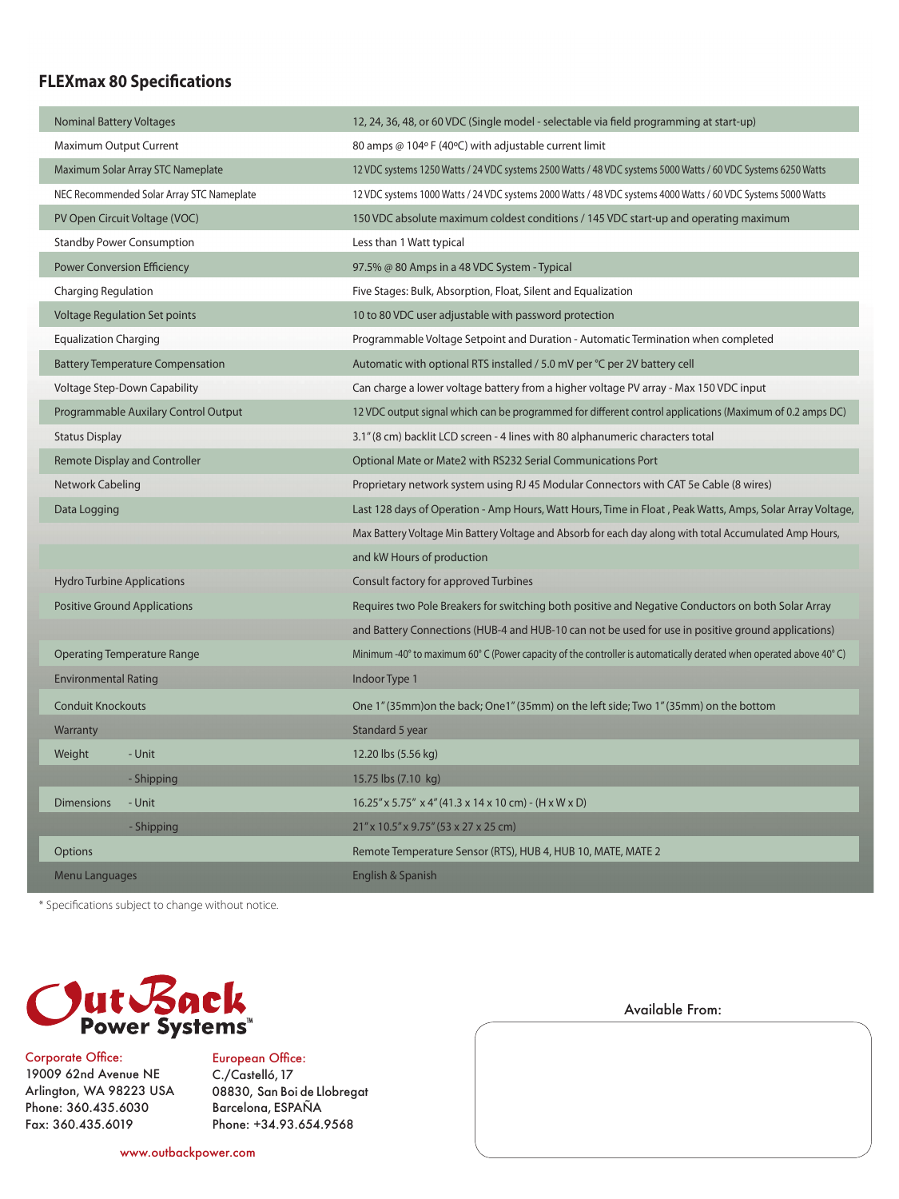## FLEXmax 80 Specifications

| | | |
|---|---|---|
| Nominal Battery Voltages | | 12, 24, 36, 48, or 60 VDC (Single model - selectable via field programming at start-up) |
| Maximum Output Current | | 80 amps @ 104º F (40ºC) with adjustable current limit |
| Maximum Solar Array STC Nameplate | | 12 VDC systems 1250 Watts / 24 VDC systems 2500 Watts / 48 VDC systems 5000 Watts / 60 VDC Systems 6250 Watts |
| NEC Recommended Solar Array STC Nameplate | | 12 VDC systems 1000 Watts / 24 VDC systems 2000 Watts / 48 VDC systems 4000 Watts / 60 VDC Systems 5000 Watts |
| PV Open Circuit Voltage (VOC) | | 150 VDC absolute maximum coldest conditions / 145 VDC start-up and operating maximum |
| Standby Power Consumption | | Less than 1 Watt typical |
| Power Conversion Efficiency | | 97.5% @ 80 Amps in a 48 VDC System - Typical |
| Charging Regulation | | Five Stages: Bulk, Absorption, Float, Silent and Equalization |
| Voltage Regulation Set points | | 10 to 80 VDC user adjustable with password protection |
| Equalization Charging | | Programmable Voltage Setpoint and Duration - Automatic Termination when completed |
| Battery Temperature Compensation | | Automatic with optional RTS installed / 5.0 mV per °C per 2V battery cell |
| Voltage Step-Down Capability | | Can charge a lower voltage battery from a higher voltage PV array - Max 150 VDC input |
| Programmable Auxilary Control Output | | 12 VDC output signal which can be programmed for different control applications (Maximum of 0.2 amps DC) |
| Status Display | | 3.1" (8 cm) backlit LCD screen - 4 lines with 80 alphanumeric characters total |
| Remote Display and Controller | | Optional Mate or Mate2 with RS232 Serial Communications Port |
| Network Cabeling | | Proprietary network system using RJ 45 Modular Connectors with CAT 5e Cable (8 wires) |
| Data Logging | | Last 128 days of Operation - Amp Hours, Watt Hours, Time in Float , Peak Watts, Amps, Solar Array Voltage, Max Battery Voltage Min Battery Voltage and Absorb for each day along with total Accumulated Amp Hours, and kW Hours of production |
| Hydro Turbine Applications | | Consult factory for approved Turbines |
| Positive Ground Applications | | Requires two Pole Breakers for switching both positive and Negative Conductors on both Solar Array and Battery Connections (HUB-4 and HUB-10 can not be used for use in positive ground applications) |
| Operating Temperature Range | | Minimum -40° to maximum 60° C (Power capacity of the controller is automatically derated when operated above 40° C) |
| Environmental Rating | | Indoor Type 1 |
| Conduit Knockouts | | One 1" (35mm)on the back; One1" (35mm) on the left side; Two 1" (35mm) on the bottom |
| Warranty | | Standard 5 year |
| Weight | - Unit | 12.20 lbs (5.56 kg) |
| | - Shipping | 15.75 lbs (7.10 kg) |
| Dimensions | - Unit | 16.25" x 5.75" x 4" (41.3 x 14 x 10 cm) - (H x W x D) |
| | - Shipping | 21" x 10.5" x 9.75" (53 x 27 x 25 cm) |
| Options | | Remote Temperature Sensor (RTS), HUB 4, HUB 10, MATE, MATE 2 |
| Menu Languages | | English & Spanish |

* Specifications subject to change without notice.

OutBack Power Systems™

**Corporate Office:**
19009 62nd Avenue NE
Arlington, WA 98223 USA
Phone: 360.435.6030
Fax: 360.435.6019

**European Office:**
C./Castelló, 17
08830, San Boi de Llobregat
Barcelona, ESPAÑA
Phone: +34.93.654.9568

www.outbackpower.com

Available From: